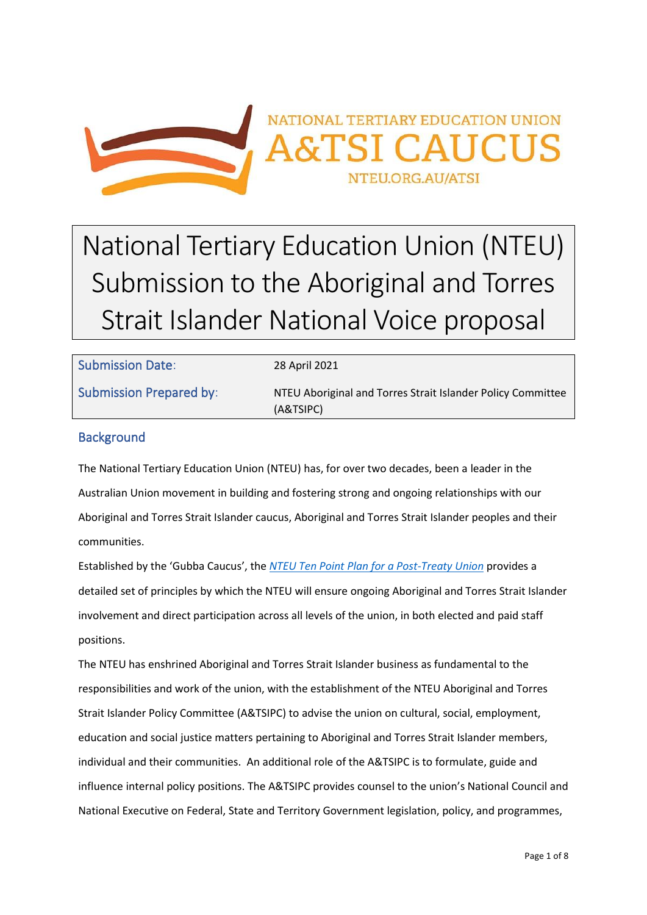NATIONAL TERTIARY EDUCATION UNION

A&TSI CAUCUS

NTEU.ORG.AU/ATSI

# National Tertiary Education Union (NTEU) Submission to the Aboriginal and Torres Strait Islander National Voice proposal

| Submission Date: | 28 April 2021 |
|---|---|
| Submission Prepared by: | NTEU Aboriginal and Torres Strait Islander Policy Committee (A&TSIPC) |

## Background

The National Tertiary Education Union (NTEU) has, for over two decades, been a leader in the Australian Union movement in building and fostering strong and ongoing relationships with our Aboriginal and Torres Strait Islander caucus, Aboriginal and Torres Strait Islander peoples and their communities.

Established by the 'Gubba Caucus', the *NTEU Ten Point Plan for a Post-Treaty Union* provides a detailed set of principles by which the NTEU will ensure ongoing Aboriginal and Torres Strait Islander involvement and direct participation across all levels of the union, in both elected and paid staff positions.

The NTEU has enshrined Aboriginal and Torres Strait Islander business as fundamental to the responsibilities and work of the union, with the establishment of the NTEU Aboriginal and Torres Strait Islander Policy Committee (A&TSIPC) to advise the union on cultural, social, employment, education and social justice matters pertaining to Aboriginal and Torres Strait Islander members, individual and their communities. An additional role of the A&TSIPC is to formulate, guide and influence internal policy positions. The A&TSIPC provides counsel to the union's National Council and National Executive on Federal, State and Territory Government legislation, policy, and programmes,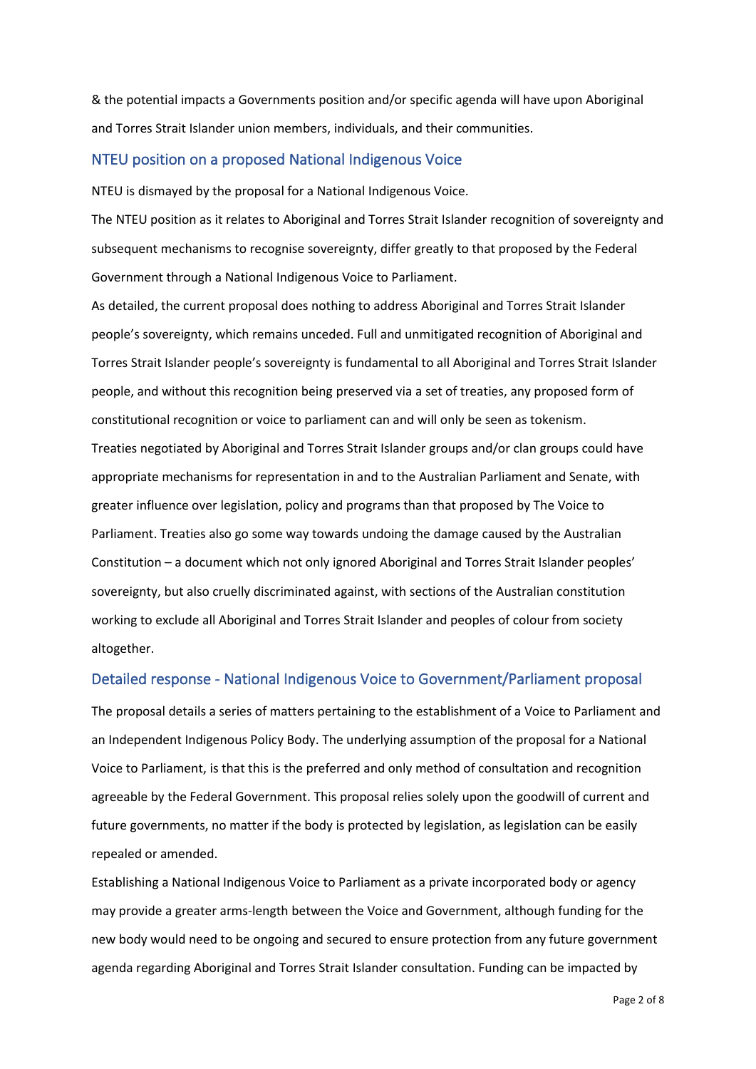& the potential impacts a Governments position and/or specific agenda will have upon Aboriginal and Torres Strait Islander union members, individuals, and their communities.

## NTEU position on a proposed National Indigenous Voice

NTEU is dismayed by the proposal for a National Indigenous Voice.

The NTEU position as it relates to Aboriginal and Torres Strait Islander recognition of sovereignty and subsequent mechanisms to recognise sovereignty, differ greatly to that proposed by the Federal Government through a National Indigenous Voice to Parliament.

As detailed, the current proposal does nothing to address Aboriginal and Torres Strait Islander people's sovereignty, which remains unceded. Full and unmitigated recognition of Aboriginal and Torres Strait Islander people's sovereignty is fundamental to all Aboriginal and Torres Strait Islander people, and without this recognition being preserved via a set of treaties, any proposed form of constitutional recognition or voice to parliament can and will only be seen as tokenism.

Treaties negotiated by Aboriginal and Torres Strait Islander groups and/or clan groups could have appropriate mechanisms for representation in and to the Australian Parliament and Senate, with greater influence over legislation, policy and programs than that proposed by The Voice to Parliament. Treaties also go some way towards undoing the damage caused by the Australian Constitution – a document which not only ignored Aboriginal and Torres Strait Islander peoples' sovereignty, but also cruelly discriminated against, with sections of the Australian constitution working to exclude all Aboriginal and Torres Strait Islander and peoples of colour from society altogether.

## Detailed response - National Indigenous Voice to Government/Parliament proposal

The proposal details a series of matters pertaining to the establishment of a Voice to Parliament and an Independent Indigenous Policy Body. The underlying assumption of the proposal for a National Voice to Parliament, is that this is the preferred and only method of consultation and recognition agreeable by the Federal Government. This proposal relies solely upon the goodwill of current and future governments, no matter if the body is protected by legislation, as legislation can be easily repealed or amended.

Establishing a National Indigenous Voice to Parliament as a private incorporated body or agency may provide a greater arms-length between the Voice and Government, although funding for the new body would need to be ongoing and secured to ensure protection from any future government agenda regarding Aboriginal and Torres Strait Islander consultation. Funding can be impacted by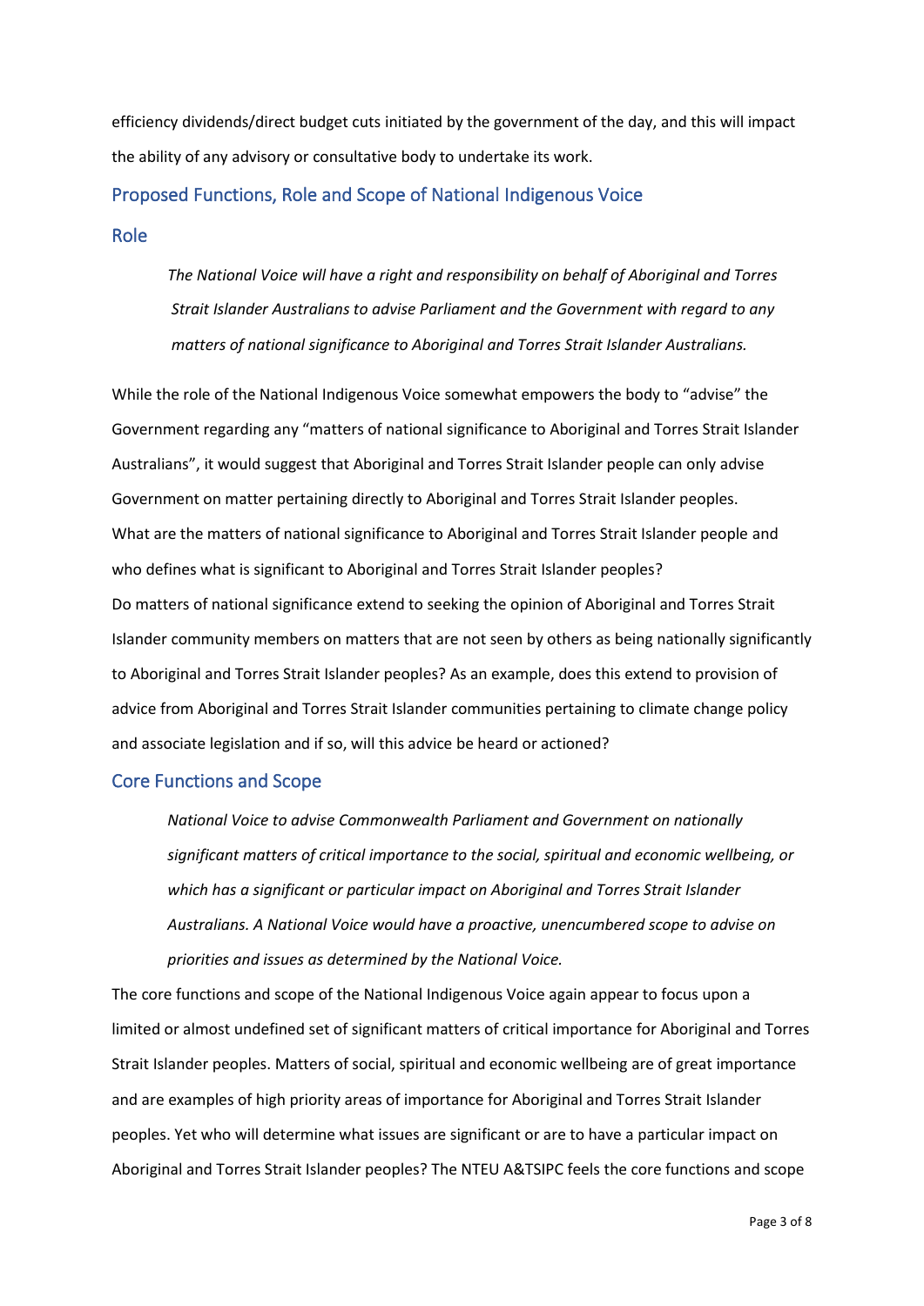efficiency dividends/direct budget cuts initiated by the government of the day, and this will impact the ability of any advisory or consultative body to undertake its work.

## Proposed Functions, Role and Scope of National Indigenous Voice

### Role

> *The National Voice will have a right and responsibility on behalf of Aboriginal and Torres Strait Islander Australians to advise Parliament and the Government with regard to any matters of national significance to Aboriginal and Torres Strait Islander Australians.*

While the role of the National Indigenous Voice somewhat empowers the body to "advise" the Government regarding any "matters of national significance to Aboriginal and Torres Strait Islander Australians", it would suggest that Aboriginal and Torres Strait Islander people can only advise Government on matter pertaining directly to Aboriginal and Torres Strait Islander peoples.
What are the matters of national significance to Aboriginal and Torres Strait Islander people and who defines what is significant to Aboriginal and Torres Strait Islander peoples?
Do matters of national significance extend to seeking the opinion of Aboriginal and Torres Strait Islander community members on matters that are not seen by others as being nationally significantly to Aboriginal and Torres Strait Islander peoples? As an example, does this extend to provision of advice from Aboriginal and Torres Strait Islander communities pertaining to climate change policy and associate legislation and if so, will this advice be heard or actioned?

### Core Functions and Scope

> *National Voice to advise Commonwealth Parliament and Government on nationally significant matters of critical importance to the social, spiritual and economic wellbeing, or which has a significant or particular impact on Aboriginal and Torres Strait Islander Australians. A National Voice would have a proactive, unencumbered scope to advise on priorities and issues as determined by the National Voice.*

The core functions and scope of the National Indigenous Voice again appear to focus upon a limited or almost undefined set of significant matters of critical importance for Aboriginal and Torres Strait Islander peoples. Matters of social, spiritual and economic wellbeing are of great importance and are examples of high priority areas of importance for Aboriginal and Torres Strait Islander peoples. Yet who will determine what issues are significant or are to have a particular impact on Aboriginal and Torres Strait Islander peoples? The NTEU A&TSIPC feels the core functions and scope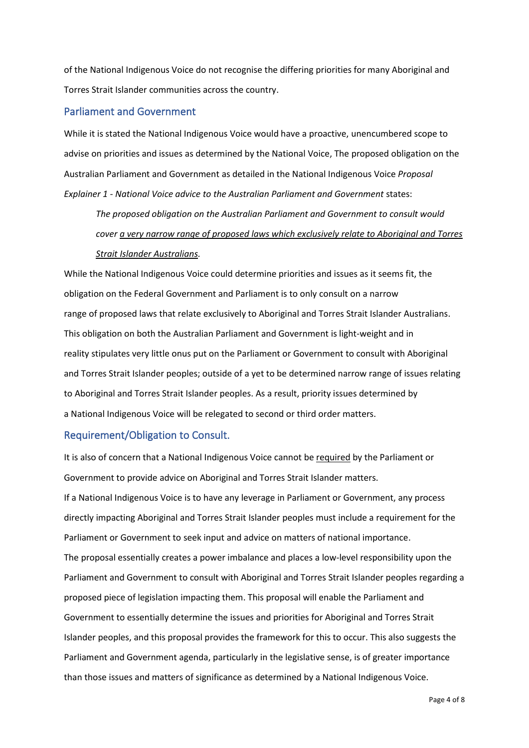of the National Indigenous Voice do not recognise the differing priorities for many Aboriginal and Torres Strait Islander communities across the country.

## Parliament and Government

While it is stated the National Indigenous Voice would have a proactive, unencumbered scope to advise on priorities and issues as determined by the National Voice, The proposed obligation on the Australian Parliament and Government as detailed in the National Indigenous Voice *Proposal Explainer 1 - National Voice advice to the Australian Parliament and Government* states:

> *The proposed obligation on the Australian Parliament and Government to consult would cover <u>a very narrow range of proposed laws which exclusively relate to Aboriginal and Torres Strait Islander Australians</u>.*

While the National Indigenous Voice could determine priorities and issues as it seems fit, the obligation on the Federal Government and Parliament is to only consult on a narrow range of proposed laws that relate exclusively to Aboriginal and Torres Strait Islander Australians. This obligation on both the Australian Parliament and Government is light-weight and in reality stipulates very little onus put on the Parliament or Government to consult with Aboriginal and Torres Strait Islander peoples; outside of a yet to be determined narrow range of issues relating to Aboriginal and Torres Strait Islander peoples. As a result, priority issues determined by a National Indigenous Voice will be relegated to second or third order matters.

## Requirement/Obligation to Consult.

It is also of concern that a National Indigenous Voice cannot be <u>required</u> by the Parliament or Government to provide advice on Aboriginal and Torres Strait Islander matters.

If a National Indigenous Voice is to have any leverage in Parliament or Government, any process directly impacting Aboriginal and Torres Strait Islander peoples must include a requirement for the Parliament or Government to seek input and advice on matters of national importance.

The proposal essentially creates a power imbalance and places a low-level responsibility upon the Parliament and Government to consult with Aboriginal and Torres Strait Islander peoples regarding a proposed piece of legislation impacting them. This proposal will enable the Parliament and Government to essentially determine the issues and priorities for Aboriginal and Torres Strait Islander peoples, and this proposal provides the framework for this to occur. This also suggests the Parliament and Government agenda, particularly in the legislative sense, is of greater importance than those issues and matters of significance as determined by a National Indigenous Voice.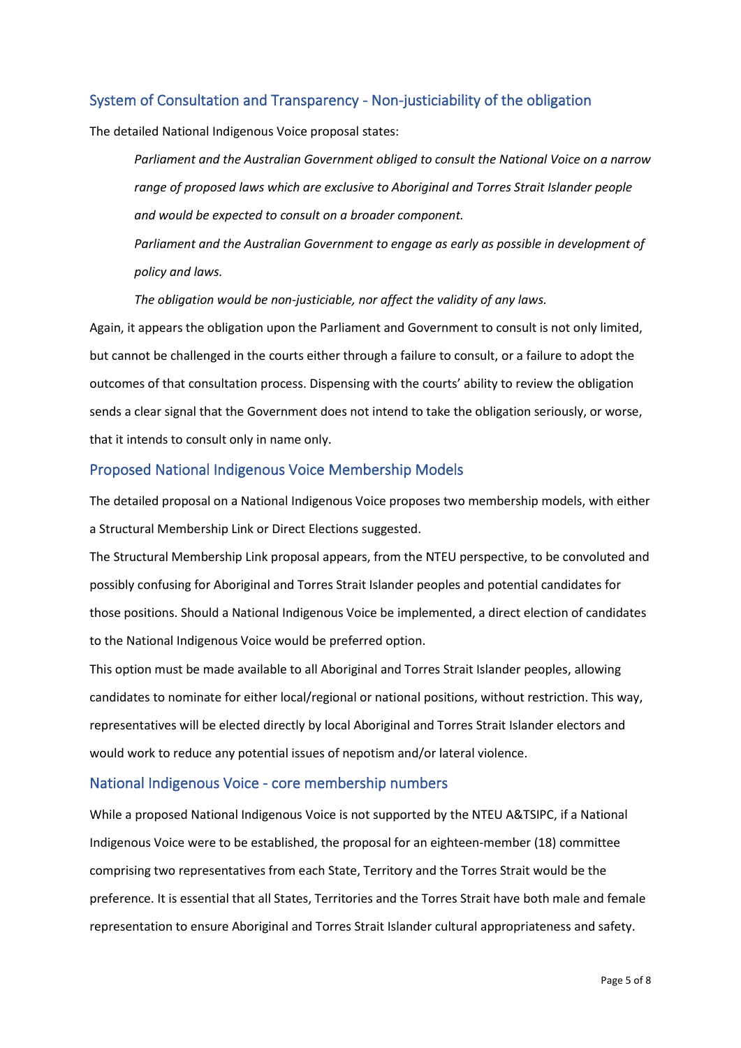## System of Consultation and Transparency - Non-justiciability of the obligation

The detailed National Indigenous Voice proposal states:

> *Parliament and the Australian Government obliged to consult the National Voice on a narrow range of proposed laws which are exclusive to Aboriginal and Torres Strait Islander people and would be expected to consult on a broader component.*
>
> *Parliament and the Australian Government to engage as early as possible in development of policy and laws.*
>
> *The obligation would be non-justiciable, nor affect the validity of any laws.*

Again, it appears the obligation upon the Parliament and Government to consult is not only limited, but cannot be challenged in the courts either through a failure to consult, or a failure to adopt the outcomes of that consultation process. Dispensing with the courts' ability to review the obligation sends a clear signal that the Government does not intend to take the obligation seriously, or worse, that it intends to consult only in name only.

## Proposed National Indigenous Voice Membership Models

The detailed proposal on a National Indigenous Voice proposes two membership models, with either a Structural Membership Link or Direct Elections suggested.

The Structural Membership Link proposal appears, from the NTEU perspective, to be convoluted and possibly confusing for Aboriginal and Torres Strait Islander peoples and potential candidates for those positions. Should a National Indigenous Voice be implemented, a direct election of candidates to the National Indigenous Voice would be preferred option.

This option must be made available to all Aboriginal and Torres Strait Islander peoples, allowing candidates to nominate for either local/regional or national positions, without restriction. This way, representatives will be elected directly by local Aboriginal and Torres Strait Islander electors and would work to reduce any potential issues of nepotism and/or lateral violence.

## National Indigenous Voice - core membership numbers

While a proposed National Indigenous Voice is not supported by the NTEU A&TSIPC, if a National Indigenous Voice were to be established, the proposal for an eighteen-member (18) committee comprising two representatives from each State, Territory and the Torres Strait would be the preference. It is essential that all States, Territories and the Torres Strait have both male and female representation to ensure Aboriginal and Torres Strait Islander cultural appropriateness and safety.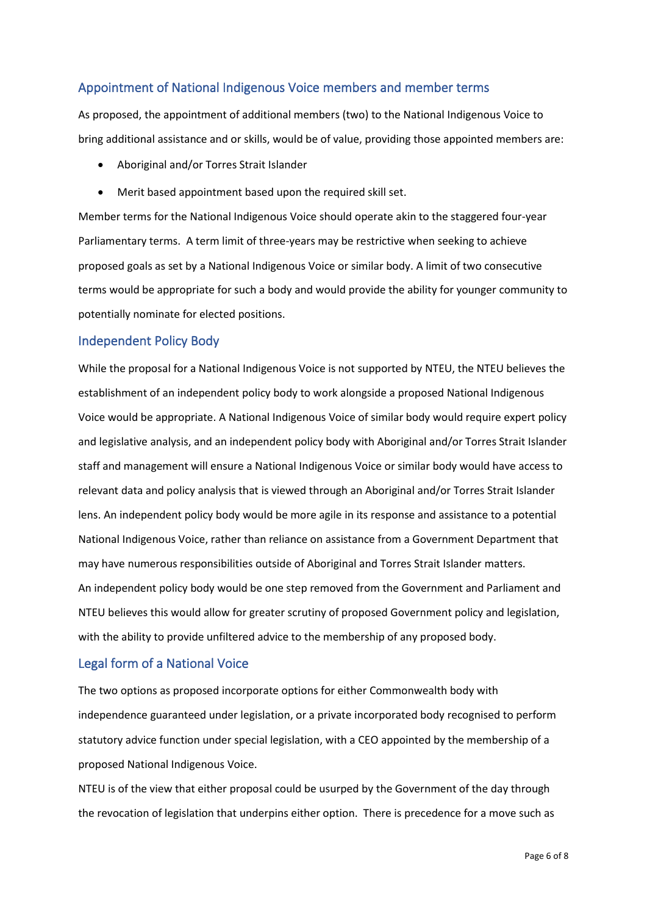## Appointment of National Indigenous Voice members and member terms

As proposed, the appointment of additional members (two) to the National Indigenous Voice to bring additional assistance and or skills, would be of value, providing those appointed members are:

- Aboriginal and/or Torres Strait Islander
- Merit based appointment based upon the required skill set.

Member terms for the National Indigenous Voice should operate akin to the staggered four-year Parliamentary terms. A term limit of three-years may be restrictive when seeking to achieve proposed goals as set by a National Indigenous Voice or similar body. A limit of two consecutive terms would be appropriate for such a body and would provide the ability for younger community to potentially nominate for elected positions.

## Independent Policy Body

While the proposal for a National Indigenous Voice is not supported by NTEU, the NTEU believes the establishment of an independent policy body to work alongside a proposed National Indigenous Voice would be appropriate. A National Indigenous Voice of similar body would require expert policy and legislative analysis, and an independent policy body with Aboriginal and/or Torres Strait Islander staff and management will ensure a National Indigenous Voice or similar body would have access to relevant data and policy analysis that is viewed through an Aboriginal and/or Torres Strait Islander lens. An independent policy body would be more agile in its response and assistance to a potential National Indigenous Voice, rather than reliance on assistance from a Government Department that may have numerous responsibilities outside of Aboriginal and Torres Strait Islander matters.

An independent policy body would be one step removed from the Government and Parliament and NTEU believes this would allow for greater scrutiny of proposed Government policy and legislation, with the ability to provide unfiltered advice to the membership of any proposed body.

## Legal form of a National Voice

The two options as proposed incorporate options for either Commonwealth body with independence guaranteed under legislation, or a private incorporated body recognised to perform statutory advice function under special legislation, with a CEO appointed by the membership of a proposed National Indigenous Voice.

NTEU is of the view that either proposal could be usurped by the Government of the day through the revocation of legislation that underpins either option. There is precedence for a move such as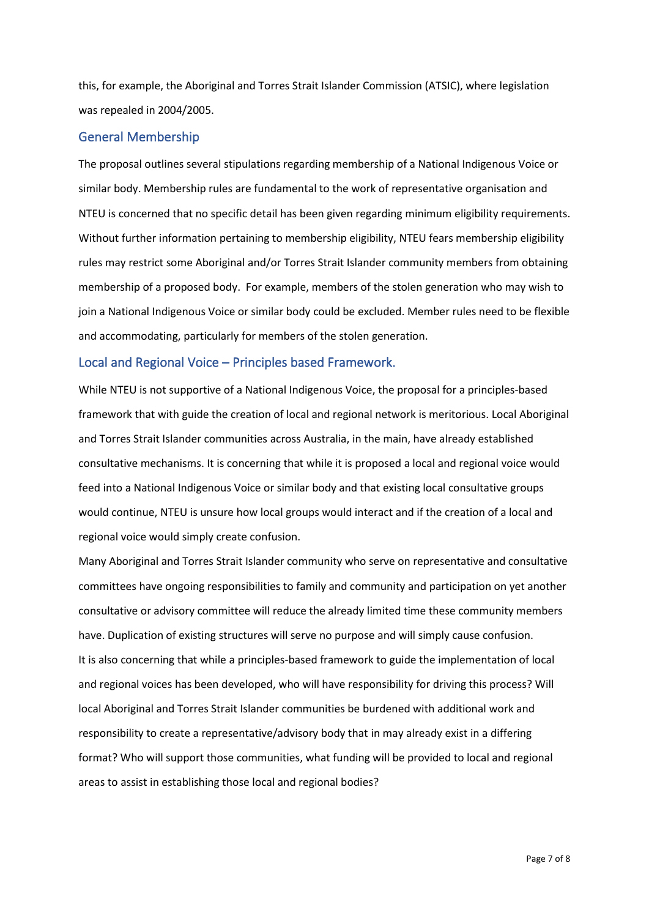this, for example, the Aboriginal and Torres Strait Islander Commission (ATSIC), where legislation was repealed in 2004/2005.

## General Membership

The proposal outlines several stipulations regarding membership of a National Indigenous Voice or similar body. Membership rules are fundamental to the work of representative organisation and NTEU is concerned that no specific detail has been given regarding minimum eligibility requirements. Without further information pertaining to membership eligibility, NTEU fears membership eligibility rules may restrict some Aboriginal and/or Torres Strait Islander community members from obtaining membership of a proposed body. For example, members of the stolen generation who may wish to join a National Indigenous Voice or similar body could be excluded. Member rules need to be flexible and accommodating, particularly for members of the stolen generation.

## Local and Regional Voice – Principles based Framework.

While NTEU is not supportive of a National Indigenous Voice, the proposal for a principles-based framework that with guide the creation of local and regional network is meritorious. Local Aboriginal and Torres Strait Islander communities across Australia, in the main, have already established consultative mechanisms. It is concerning that while it is proposed a local and regional voice would feed into a National Indigenous Voice or similar body and that existing local consultative groups would continue, NTEU is unsure how local groups would interact and if the creation of a local and regional voice would simply create confusion.

Many Aboriginal and Torres Strait Islander community who serve on representative and consultative committees have ongoing responsibilities to family and community and participation on yet another consultative or advisory committee will reduce the already limited time these community members have. Duplication of existing structures will serve no purpose and will simply cause confusion.

It is also concerning that while a principles-based framework to guide the implementation of local and regional voices has been developed, who will have responsibility for driving this process? Will local Aboriginal and Torres Strait Islander communities be burdened with additional work and responsibility to create a representative/advisory body that in may already exist in a differing format? Who will support those communities, what funding will be provided to local and regional areas to assist in establishing those local and regional bodies?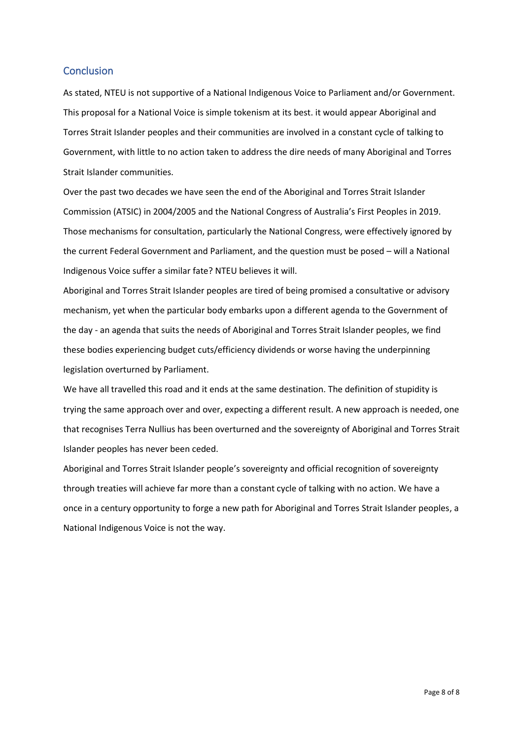## Conclusion

As stated, NTEU is not supportive of a National Indigenous Voice to Parliament and/or Government. This proposal for a National Voice is simple tokenism at its best. it would appear Aboriginal and Torres Strait Islander peoples and their communities are involved in a constant cycle of talking to Government, with little to no action taken to address the dire needs of many Aboriginal and Torres Strait Islander communities.

Over the past two decades we have seen the end of the Aboriginal and Torres Strait Islander Commission (ATSIC) in 2004/2005 and the National Congress of Australia's First Peoples in 2019. Those mechanisms for consultation, particularly the National Congress, were effectively ignored by the current Federal Government and Parliament, and the question must be posed – will a National Indigenous Voice suffer a similar fate? NTEU believes it will.

Aboriginal and Torres Strait Islander peoples are tired of being promised a consultative or advisory mechanism, yet when the particular body embarks upon a different agenda to the Government of the day - an agenda that suits the needs of Aboriginal and Torres Strait Islander peoples, we find these bodies experiencing budget cuts/efficiency dividends or worse having the underpinning legislation overturned by Parliament.

We have all travelled this road and it ends at the same destination. The definition of stupidity is trying the same approach over and over, expecting a different result. A new approach is needed, one that recognises Terra Nullius has been overturned and the sovereignty of Aboriginal and Torres Strait Islander peoples has never been ceded.

Aboriginal and Torres Strait Islander people's sovereignty and official recognition of sovereignty through treaties will achieve far more than a constant cycle of talking with no action. We have a once in a century opportunity to forge a new path for Aboriginal and Torres Strait Islander peoples, a National Indigenous Voice is not the way.